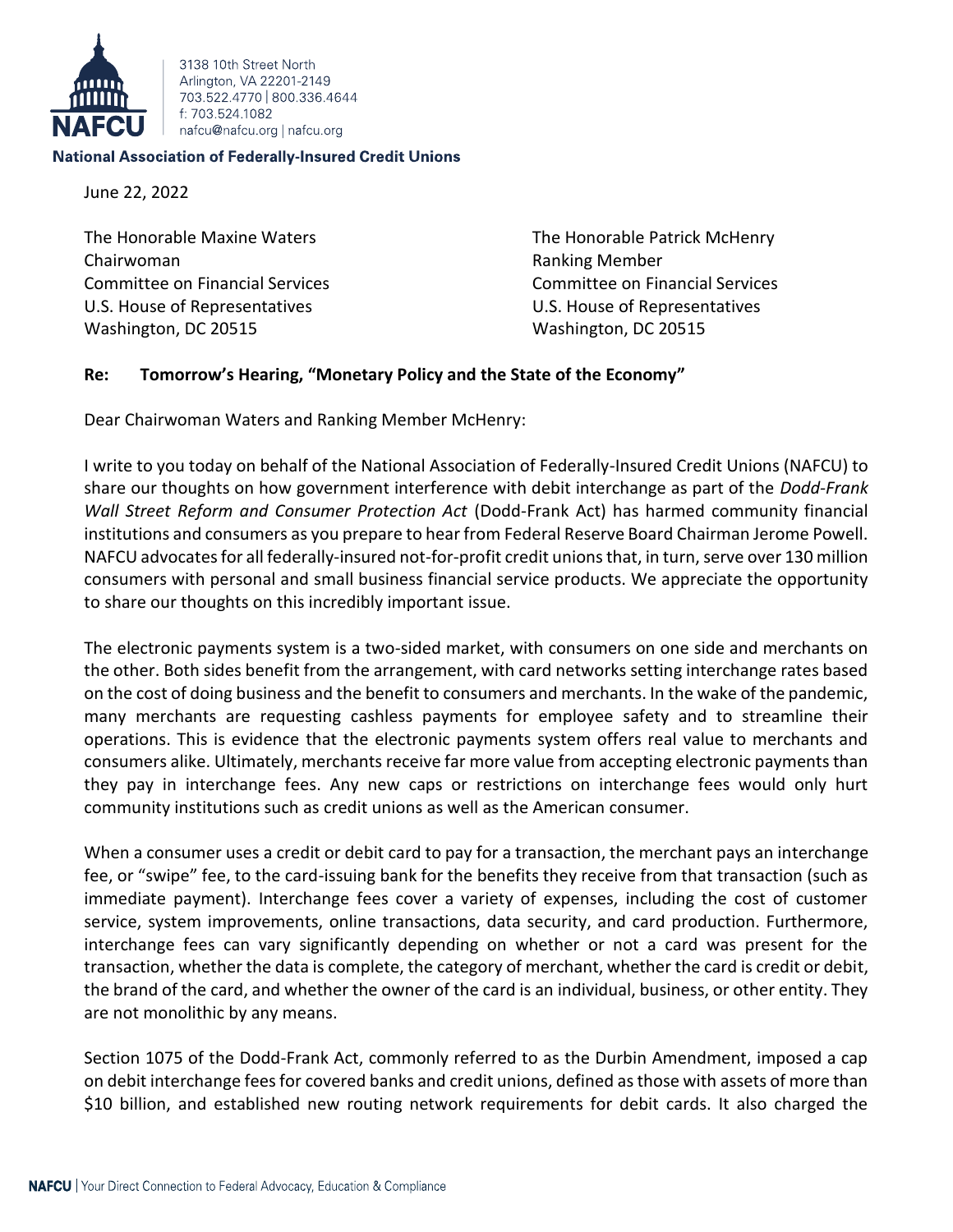3138 10th Street North
Arlington, VA 22201-2149
703.522.4770 | 800.336.4644
f: 703.524.1082
nafcu@nafcu.org | nafcu.org

**National Association of Federally-Insured Credit Unions**

June 22, 2022

The Honorable Maxine Waters
Chairwoman
Committee on Financial Services
U.S. House of Representatives
Washington, DC 20515

The Honorable Patrick McHenry
Ranking Member
Committee on Financial Services
U.S. House of Representatives
Washington, DC 20515

**Re: Tomorrow's Hearing, "Monetary Policy and the State of the Economy"**

Dear Chairwoman Waters and Ranking Member McHenry:

I write to you today on behalf of the National Association of Federally-Insured Credit Unions (NAFCU) to share our thoughts on how government interference with debit interchange as part of the *Dodd-Frank Wall Street Reform and Consumer Protection Act* (Dodd-Frank Act) has harmed community financial institutions and consumers as you prepare to hear from Federal Reserve Board Chairman Jerome Powell. NAFCU advocates for all federally-insured not-for-profit credit unions that, in turn, serve over 130 million consumers with personal and small business financial service products. We appreciate the opportunity to share our thoughts on this incredibly important issue.

The electronic payments system is a two-sided market, with consumers on one side and merchants on the other. Both sides benefit from the arrangement, with card networks setting interchange rates based on the cost of doing business and the benefit to consumers and merchants. In the wake of the pandemic, many merchants are requesting cashless payments for employee safety and to streamline their operations. This is evidence that the electronic payments system offers real value to merchants and consumers alike. Ultimately, merchants receive far more value from accepting electronic payments than they pay in interchange fees. Any new caps or restrictions on interchange fees would only hurt community institutions such as credit unions as well as the American consumer.

When a consumer uses a credit or debit card to pay for a transaction, the merchant pays an interchange fee, or "swipe" fee, to the card-issuing bank for the benefits they receive from that transaction (such as immediate payment). Interchange fees cover a variety of expenses, including the cost of customer service, system improvements, online transactions, data security, and card production. Furthermore, interchange fees can vary significantly depending on whether or not a card was present for the transaction, whether the data is complete, the category of merchant, whether the card is credit or debit, the brand of the card, and whether the owner of the card is an individual, business, or other entity. They are not monolithic by any means.

Section 1075 of the Dodd-Frank Act, commonly referred to as the Durbin Amendment, imposed a cap on debit interchange fees for covered banks and credit unions, defined as those with assets of more than $10 billion, and established new routing network requirements for debit cards. It also charged the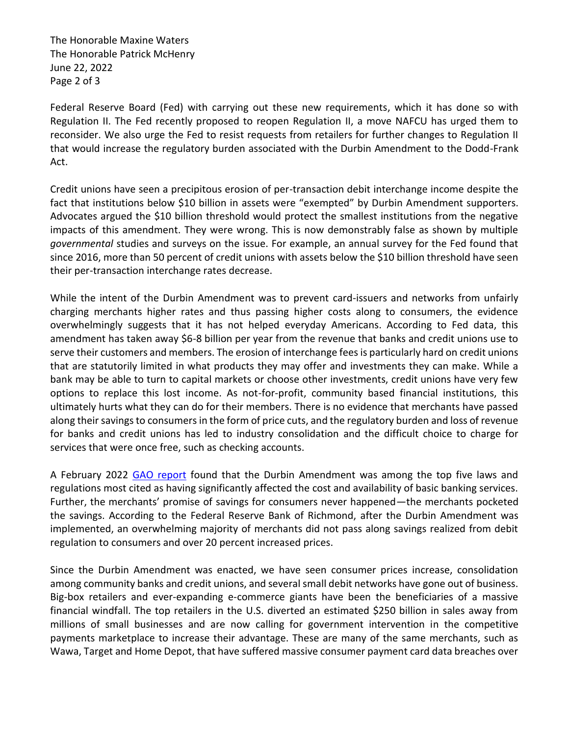Federal Reserve Board (Fed) with carrying out these new requirements, which it has done so with Regulation II. The Fed recently proposed to reopen Regulation II, a move NAFCU has urged them to reconsider. We also urge the Fed to resist requests from retailers for further changes to Regulation II that would increase the regulatory burden associated with the Durbin Amendment to the Dodd-Frank Act.

Credit unions have seen a precipitous erosion of per-transaction debit interchange income despite the fact that institutions below $10 billion in assets were "exempted" by Durbin Amendment supporters. Advocates argued the $10 billion threshold would protect the smallest institutions from the negative impacts of this amendment. They were wrong. This is now demonstrably false as shown by multiple *governmental* studies and surveys on the issue. For example, an annual survey for the Fed found that since 2016, more than 50 percent of credit unions with assets below the $10 billion threshold have seen their per-transaction interchange rates decrease.

While the intent of the Durbin Amendment was to prevent card-issuers and networks from unfairly charging merchants higher rates and thus passing higher costs along to consumers, the evidence overwhelmingly suggests that it has not helped everyday Americans. According to Fed data, this amendment has taken away $6-8 billion per year from the revenue that banks and credit unions use to serve their customers and members. The erosion of interchange fees is particularly hard on credit unions that are statutorily limited in what products they may offer and investments they can make. While a bank may be able to turn to capital markets or choose other investments, credit unions have very few options to replace this lost income. As not-for-profit, community based financial institutions, this ultimately hurts what they can do for their members. There is no evidence that merchants have passed along their savings to consumers in the form of price cuts, and the regulatory burden and loss of revenue for banks and credit unions has led to industry consolidation and the difficult choice to charge for services that were once free, such as checking accounts.

A February 2022 GAO report found that the Durbin Amendment was among the top five laws and regulations most cited as having significantly affected the cost and availability of basic banking services. Further, the merchants' promise of savings for consumers never happened—the merchants pocketed the savings. According to the Federal Reserve Bank of Richmond, after the Durbin Amendment was implemented, an overwhelming majority of merchants did not pass along savings realized from debit regulation to consumers and over 20 percent increased prices.

Since the Durbin Amendment was enacted, we have seen consumer prices increase, consolidation among community banks and credit unions, and several small debit networks have gone out of business. Big-box retailers and ever-expanding e-commerce giants have been the beneficiaries of a massive financial windfall. The top retailers in the U.S. diverted an estimated $250 billion in sales away from millions of small businesses and are now calling for government intervention in the competitive payments marketplace to increase their advantage. These are many of the same merchants, such as Wawa, Target and Home Depot, that have suffered massive consumer payment card data breaches over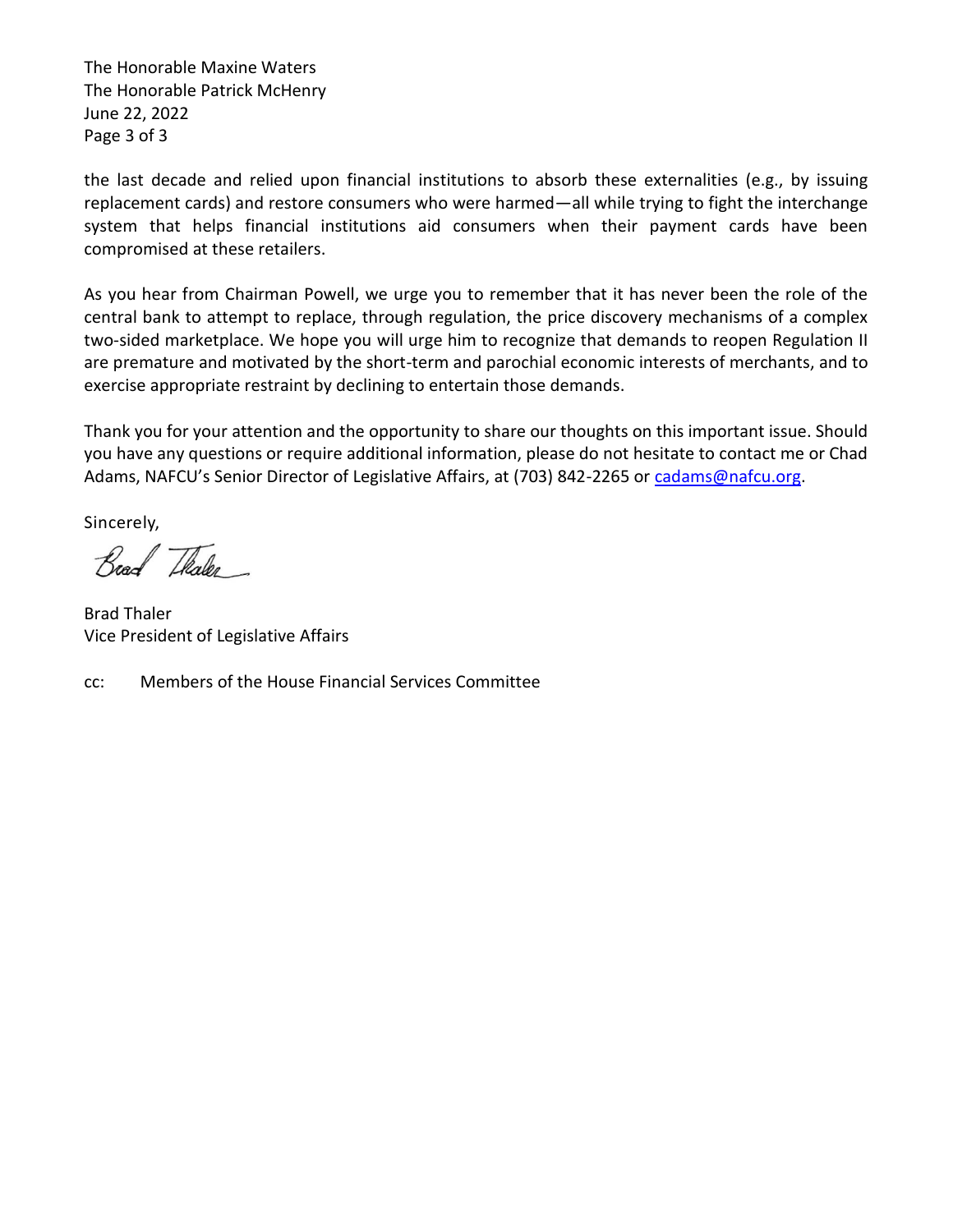the last decade and relied upon financial institutions to absorb these externalities (e.g., by issuing replacement cards) and restore consumers who were harmed—all while trying to fight the interchange system that helps financial institutions aid consumers when their payment cards have been compromised at these retailers.

As you hear from Chairman Powell, we urge you to remember that it has never been the role of the central bank to attempt to replace, through regulation, the price discovery mechanisms of a complex two-sided marketplace. We hope you will urge him to recognize that demands to reopen Regulation II are premature and motivated by the short-term and parochial economic interests of merchants, and to exercise appropriate restraint by declining to entertain those demands.

Thank you for your attention and the opportunity to share our thoughts on this important issue. Should you have any questions or require additional information, please do not hesitate to contact me or Chad Adams, NAFCU's Senior Director of Legislative Affairs, at (703) 842-2265 or cadams@nafcu.org.

Sincerely,

Brad Thaler

Brad Thaler
Vice President of Legislative Affairs

cc: Members of the House Financial Services Committee